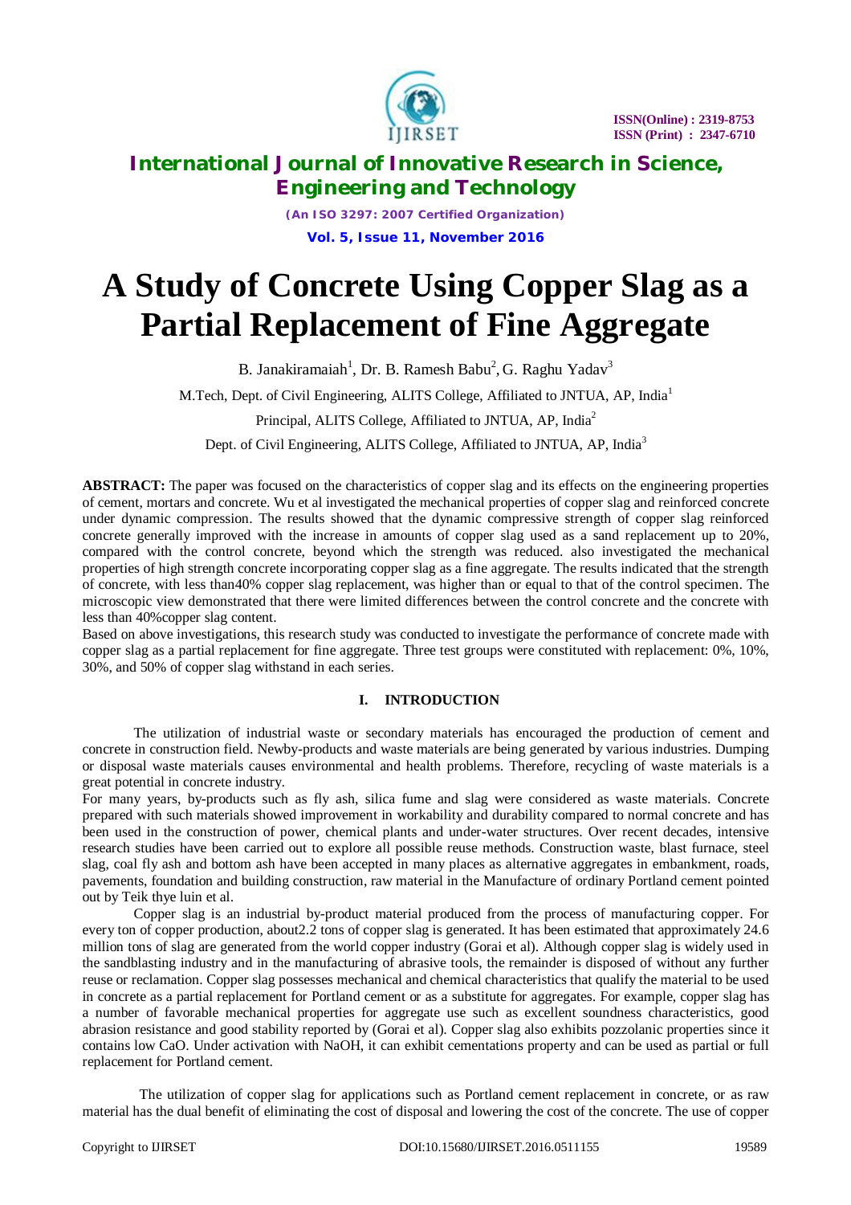# International Journal of Innovative Research in Science, Engineering and Technology

*(An ISO 3297: 2007 Certified Organization)*

**Vol. 5, Issue 11, November 2016**

# A Study of Concrete Using Copper Slag as a Partial Replacement of Fine Aggregate

B. Janakiramaiah[1], Dr. B. Ramesh Babu[2], G. Raghu Yadav[3]

M.Tech, Dept. of Civil Engineering, ALITS College, Affiliated to JNTUA, AP, India[1]

Principal, ALITS College, Affiliated to JNTUA, AP, India[2]

Dept. of Civil Engineering, ALITS College, Affiliated to JNTUA, AP, India[3]

**ABSTRACT:** The paper was focused on the characteristics of copper slag and its effects on the engineering properties of cement, mortars and concrete. Wu et al investigated the mechanical properties of copper slag and reinforced concrete under dynamic compression. The results showed that the dynamic compressive strength of copper slag reinforced concrete generally improved with the increase in amounts of copper slag used as a sand replacement up to 20%, compared with the control concrete, beyond which the strength was reduced. also investigated the mechanical properties of high strength concrete incorporating copper slag as a fine aggregate. The results indicated that the strength of concrete, with less than40% copper slag replacement, was higher than or equal to that of the control specimen. The microscopic view demonstrated that there were limited differences between the control concrete and the concrete with less than 40%copper slag content.

Based on above investigations, this research study was conducted to investigate the performance of concrete made with copper slag as a partial replacement for fine aggregate. Three test groups were constituted with replacement: 0%, 10%, 30%, and 50% of copper slag withstand in each series.

## I. INTRODUCTION

The utilization of industrial waste or secondary materials has encouraged the production of cement and concrete in construction field. Newby-products and waste materials are being generated by various industries. Dumping or disposal waste materials causes environmental and health problems. Therefore, recycling of waste materials is a great potential in concrete industry.

For many years, by-products such as fly ash, silica fume and slag were considered as waste materials. Concrete prepared with such materials showed improvement in workability and durability compared to normal concrete and has been used in the construction of power, chemical plants and under-water structures. Over recent decades, intensive research studies have been carried out to explore all possible reuse methods. Construction waste, blast furnace, steel slag, coal fly ash and bottom ash have been accepted in many places as alternative aggregates in embankment, roads, pavements, foundation and building construction, raw material in the Manufacture of ordinary Portland cement pointed out by Teik thye luin et al.

Copper slag is an industrial by-product material produced from the process of manufacturing copper. For every ton of copper production, about2.2 tons of copper slag is generated. It has been estimated that approximately 24.6 million tons of slag are generated from the world copper industry (Gorai et al). Although copper slag is widely used in the sandblasting industry and in the manufacturing of abrasive tools, the remainder is disposed of without any further reuse or reclamation. Copper slag possesses mechanical and chemical characteristics that qualify the material to be used in concrete as a partial replacement for Portland cement or as a substitute for aggregates. For example, copper slag has a number of favorable mechanical properties for aggregate use such as excellent soundness characteristics, good abrasion resistance and good stability reported by (Gorai et al). Copper slag also exhibits pozzolanic properties since it contains low CaO. Under activation with NaOH, it can exhibit cementations property and can be used as partial or full replacement for Portland cement.

The utilization of copper slag for applications such as Portland cement replacement in concrete, or as raw material has the dual benefit of eliminating the cost of disposal and lowering the cost of the concrete. The use of copper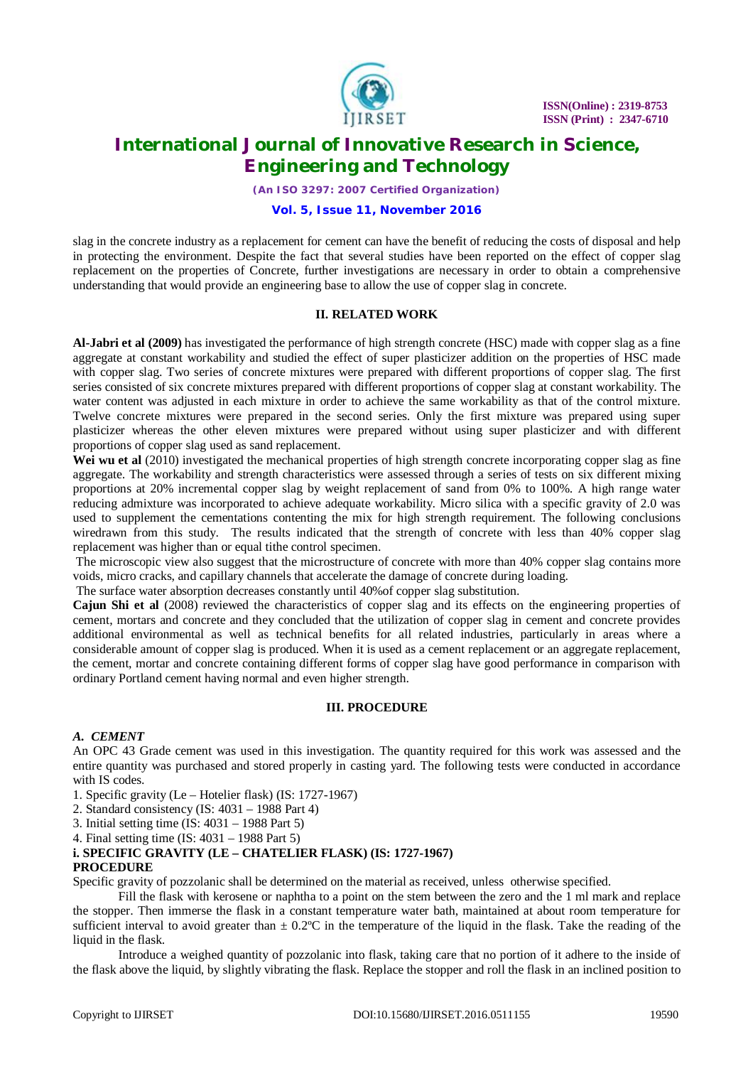slag in the concrete industry as a replacement for cement can have the benefit of reducing the costs of disposal and help in protecting the environment. Despite the fact that several studies have been reported on the effect of copper slag replacement on the properties of Concrete, further investigations are necessary in order to obtain a comprehensive understanding that would provide an engineering base to allow the use of copper slag in concrete.

## II. RELATED WORK

**Al-Jabri et al (2009)** has investigated the performance of high strength concrete (HSC) made with copper slag as a fine aggregate at constant workability and studied the effect of super plasticizer addition on the properties of HSC made with copper slag. Two series of concrete mixtures were prepared with different proportions of copper slag. The first series consisted of six concrete mixtures prepared with different proportions of copper slag at constant workability. The water content was adjusted in each mixture in order to achieve the same workability as that of the control mixture. Twelve concrete mixtures were prepared in the second series. Only the first mixture was prepared using super plasticizer whereas the other eleven mixtures were prepared without using super plasticizer and with different proportions of copper slag used as sand replacement.

**Wei wu et al** (2010) investigated the mechanical properties of high strength concrete incorporating copper slag as fine aggregate. The workability and strength characteristics were assessed through a series of tests on six different mixing proportions at 20% incremental copper slag by weight replacement of sand from 0% to 100%. A high range water reducing admixture was incorporated to achieve adequate workability. Micro silica with a specific gravity of 2.0 was used to supplement the cementations contenting the mix for high strength requirement. The following conclusions wiredrawn from this study. The results indicated that the strength of concrete with less than 40% copper slag replacement was higher than or equal tithe control specimen.

The microscopic view also suggest that the microstructure of concrete with more than 40% copper slag contains more voids, micro cracks, and capillary channels that accelerate the damage of concrete during loading.

The surface water absorption decreases constantly until 40%of copper slag substitution.

**Cajun Shi et al** (2008) reviewed the characteristics of copper slag and its effects on the engineering properties of cement, mortars and concrete and they concluded that the utilization of copper slag in cement and concrete provides additional environmental as well as technical benefits for all related industries, particularly in areas where a considerable amount of copper slag is produced. When it is used as a cement replacement or an aggregate replacement, the cement, mortar and concrete containing different forms of copper slag have good performance in comparison with ordinary Portland cement having normal and even higher strength.

## III. PROCEDURE

### *A. CEMENT*

An OPC 43 Grade cement was used in this investigation. The quantity required for this work was assessed and the entire quantity was purchased and stored properly in casting yard. The following tests were conducted in accordance with IS codes.

1. Specific gravity (Le – Hotelier flask) (IS: 1727-1967)
2. Standard consistency (IS: 4031 – 1988 Part 4)
3. Initial setting time (IS: 4031 – 1988 Part 5)
4. Final setting time (IS: 4031 – 1988 Part 5)

#### i. SPECIFIC GRAVITY (LE – CHATELIER FLASK) (IS: 1727-1967)

**PROCEDURE**

Specific gravity of pozzolanic shall be determined on the material as received, unless otherwise specified.

Fill the flask with kerosene or naphtha to a point on the stem between the zero and the 1 ml mark and replace the stopper. Then immerse the flask in a constant temperature water bath, maintained at about room temperature for sufficient interval to avoid greater than ± 0.2ºC in the temperature of the liquid in the flask. Take the reading of the liquid in the flask.

Introduce a weighed quantity of pozzolanic into flask, taking care that no portion of it adhere to the inside of the flask above the liquid, by slightly vibrating the flask. Replace the stopper and roll the flask in an inclined position to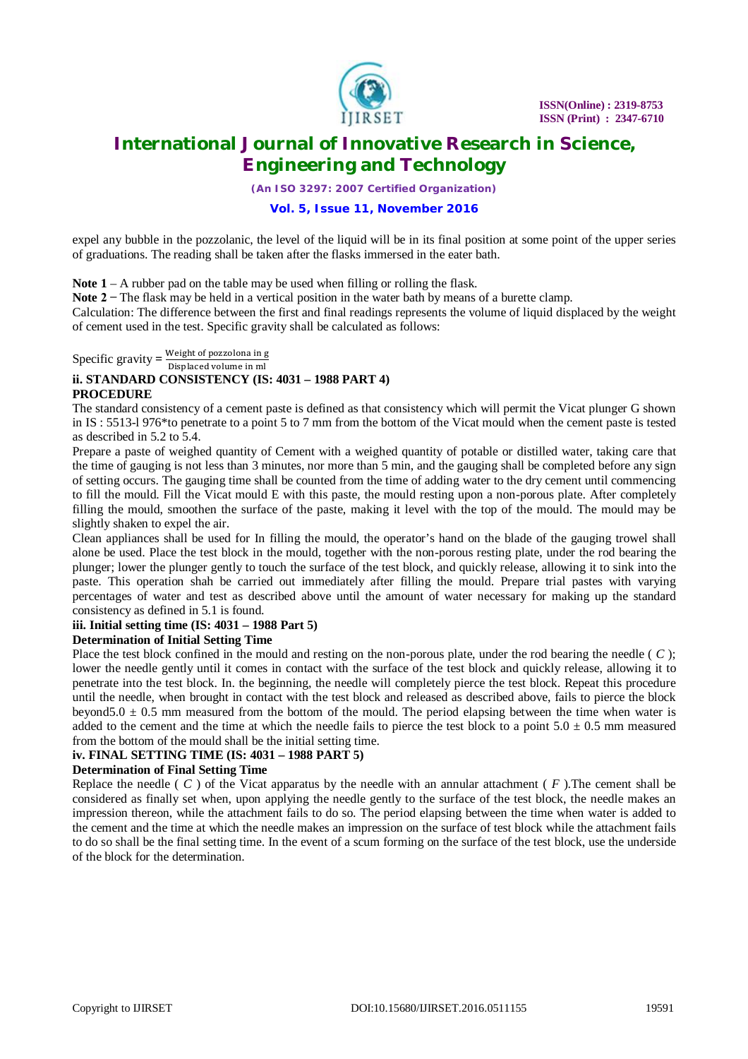expel any bubble in the pozzolanic, the level of the liquid will be in its final position at some point of the upper series of graduations. The reading shall be taken after the flasks immersed in the eater bath.

**Note 1** – A rubber pad on the table may be used when filling or rolling the flask.

**Note 2** − The flask may be held in a vertical position in the water bath by means of a burette clamp.

Calculation: The difference between the first and final readings represents the volume of liquid displaced by the weight of cement used in the test. Specific gravity shall be calculated as follows:

$$\text{Specific gravity} = \frac{\text{Weight of pozzolona in g}}{\text{Displaced volume in ml}}$$

**ii. STANDARD CONSISTENCY (IS: 4031 – 1988 PART 4)**

**PROCEDURE**

The standard consistency of a cement paste is defined as that consistency which will permit the Vicat plunger G shown in IS : 5513-l 976*to penetrate to a point 5 to 7 mm from the bottom of the Vicat mould when the cement paste is tested as described in 5.2 to 5.4.

Prepare a paste of weighed quantity of Cement with a weighed quantity of potable or distilled water, taking care that the time of gauging is not less than 3 minutes, nor more than 5 min, and the gauging shall be completed before any sign of setting occurs. The gauging time shall be counted from the time of adding water to the dry cement until commencing to fill the mould. Fill the Vicat mould E with this paste, the mould resting upon a non-porous plate. After completely filling the mould, smoothen the surface of the paste, making it level with the top of the mould. The mould may be slightly shaken to expel the air.

Clean appliances shall be used for In filling the mould, the operator's hand on the blade of the gauging trowel shall alone be used. Place the test block in the mould, together with the non-porous resting plate, under the rod bearing the plunger; lower the plunger gently to touch the surface of the test block, and quickly release, allowing it to sink into the paste. This operation shah be carried out immediately after filling the mould. Prepare trial pastes with varying percentages of water and test as described above until the amount of water necessary for making up the standard consistency as defined in 5.1 is found.

**iii. Initial setting time (IS: 4031 – 1988 Part 5)**

**Determination of Initial Setting Time**

Place the test block confined in the mould and resting on the non-porous plate, under the rod bearing the needle ( *C* ); lower the needle gently until it comes in contact with the surface of the test block and quickly release, allowing it to penetrate into the test block. In. the beginning, the needle will completely pierce the test block. Repeat this procedure until the needle, when brought in contact with the test block and released as described above, fails to pierce the block beyond5.0 ± 0.5 mm measured from the bottom of the mould. The period elapsing between the time when water is added to the cement and the time at which the needle fails to pierce the test block to a point 5.0 ± 0.5 mm measured from the bottom of the mould shall be the initial setting time.

**iv. FINAL SETTING TIME (IS: 4031 – 1988 PART 5)**

**Determination of Final Setting Time**

Replace the needle ( *C* ) of the Vicat apparatus by the needle with an annular attachment ( *F* ).The cement shall be considered as finally set when, upon applying the needle gently to the surface of the test block, the needle makes an impression thereon, while the attachment fails to do so. The period elapsing between the time when water is added to the cement and the time at which the needle makes an impression on the surface of test block while the attachment fails to do so shall be the final setting time. In the event of a scum forming on the surface of the test block, use the underside of the block for the determination.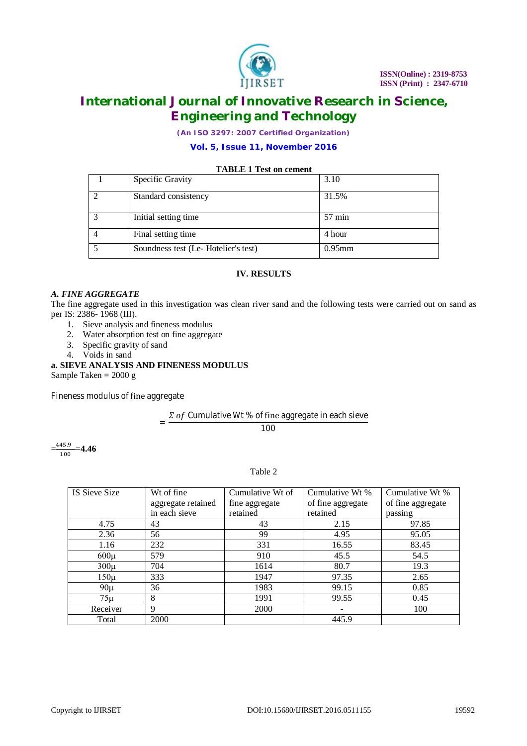**TABLE 1 Test on cement**

| | | |
|---|---|---|
| 1 | Specific Gravity | 3.10 |
| 2 | Standard consistency | 31.5% |
| 3 | Initial setting time | 57 min |
| 4 | Final setting time | 4 hour |
| 5 | Soundness test (Le- Hotelier's test) | 0.95mm |

## IV. RESULTS

### *A. FINE AGGREGATE*

The fine aggregate used in this investigation was clean river sand and the following tests were carried out on sand as per IS: 2386- 1968 (III).

1. Sieve analysis and fineness modulus
2. Water absorption test on fine aggregate
3. Specific gravity of sand
4. Voids in sand

**a. SIEVE ANALYSIS AND FINENESS MODULUS**

Sample Taken = 2000 g

Fineness modulus of fine aggregate

$$= \frac{\Sigma \text{ of Cumulative Wt \% of fine aggregate in each sieve}}{100}$$

$= \frac{445.9}{100} =$ **4.46**

Table 2

| IS Sieve Size | Wt of fine aggregate retained in each sieve | Cumulative Wt of fine aggregate retained | Cumulative Wt % of fine aggregate retained | Cumulative Wt % of fine aggregate passing |
|---|---|---|---|---|
| 4.75 | 43 | 43 | 2.15 | 97.85 |
| 2.36 | 56 | 99 | 4.95 | 95.05 |
| 1.16 | 232 | 331 | 16.55 | 83.45 |
| 600μ | 579 | 910 | 45.5 | 54.5 |
| 300μ | 704 | 1614 | 80.7 | 19.3 |
| 150μ | 333 | 1947 | 97.35 | 2.65 |
| 90μ | 36 | 1983 | 99.15 | 0.85 |
| 75μ | 8 | 1991 | 99.55 | 0.45 |
| Receiver | 9 | 2000 | - | 100 |
| Total | 2000 | | 445.9 | |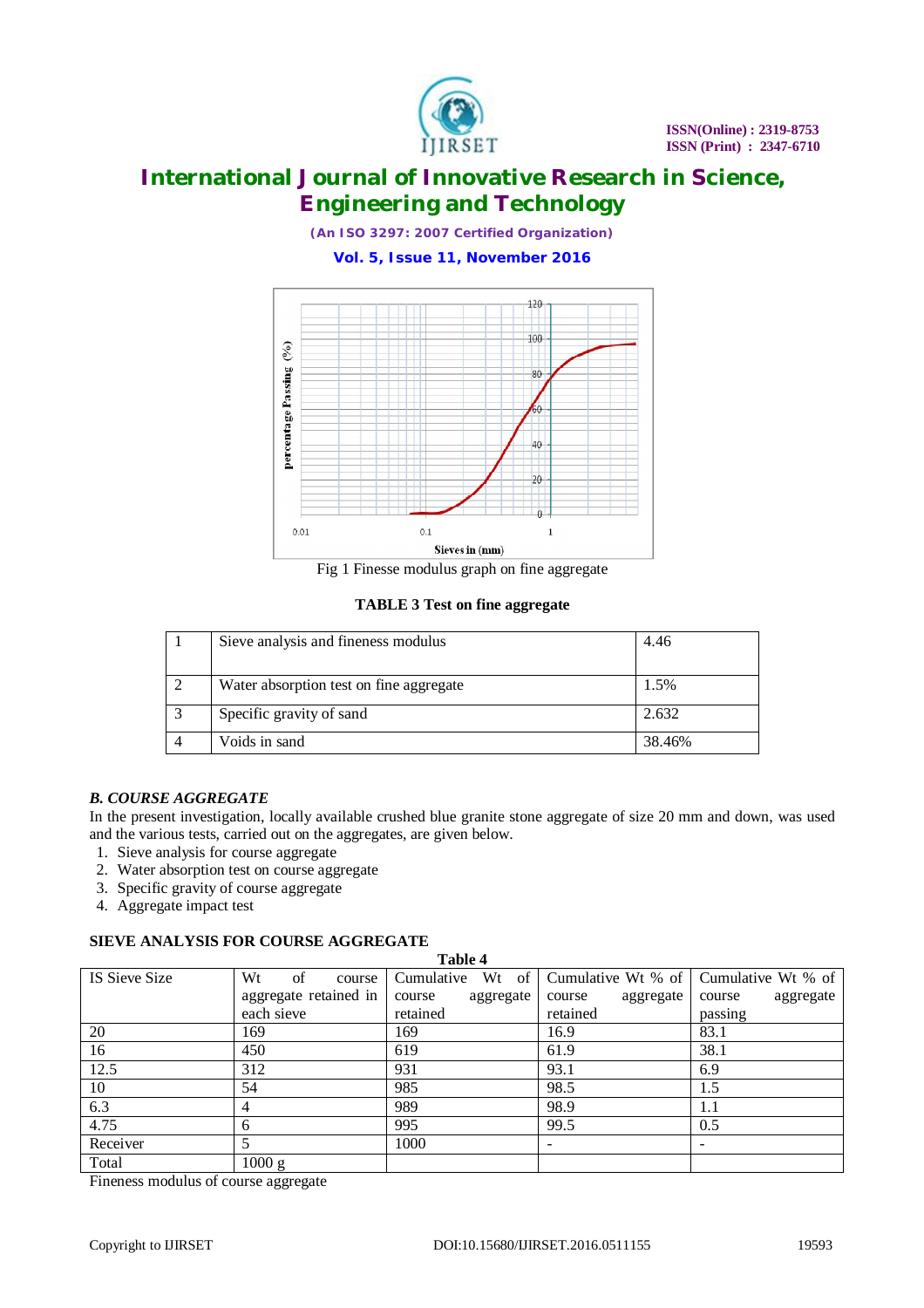Fig 1 Finesse modulus graph on fine aggregate

**TABLE 3 Test on fine aggregate**

| | | |
|---|---|---|
| 1 | Sieve analysis and fineness modulus | 4.46 |
| 2 | Water absorption test on fine aggregate | 1.5% |
| 3 | Specific gravity of sand | 2.632 |
| 4 | Voids in sand | 38.46% |

### *B. COURSE AGGREGATE*

In the present investigation, locally available crushed blue granite stone aggregate of size 20 mm and down, was used and the various tests, carried out on the aggregates, are given below.

1. Sieve analysis for course aggregate
2. Water absorption test on course aggregate
3. Specific gravity of course aggregate
4. Aggregate impact test

### SIEVE ANALYSIS FOR COURSE AGGREGATE

**Table 4**

| IS Sieve Size | Wt of course aggregate retained in each sieve | Cumulative Wt of course aggregate retained | Cumulative Wt % of course aggregate retained | Cumulative Wt % of course aggregate passing |
|---|---|---|---|---|
| 20 | 169 | 169 | 16.9 | 83.1 |
| 16 | 450 | 619 | 61.9 | 38.1 |
| 12.5 | 312 | 931 | 93.1 | 6.9 |
| 10 | 54 | 985 | 98.5 | 1.5 |
| 6.3 | 4 | 989 | 98.9 | 1.1 |
| 4.75 | 6 | 995 | 99.5 | 0.5 |
| Receiver | 5 | 1000 | - | - |
| Total | 1000 g | | | |

Fineness modulus of course aggregate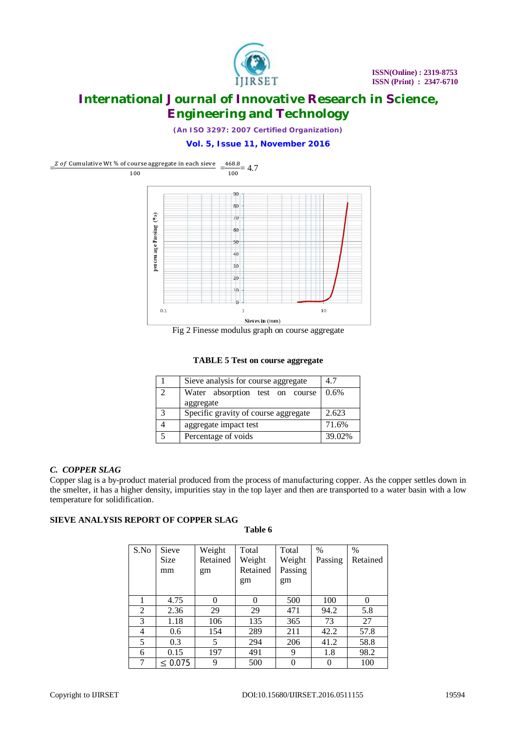$$= \frac{\Sigma \text{ of Cumulative Wt \% of course aggregate in each sieve}}{100} = \frac{468.8}{100} = 4.7$$

Fig 2 Finesse modulus graph on course aggregate

**TABLE 5 Test on course aggregate**

| | | |
|---|---|---|
| 1 | Sieve analysis for course aggregate | 4.7 |
| 2 | Water absorption test on course aggregate | 0.6% |
| 3 | Specific gravity of course aggregate | 2.623 |
| 4 | aggregate impact test | 71.6% |
| 5 | Percentage of voids | 39.02% |

### *C. COPPER SLAG*

Copper slag is a by-product material produced from the process of manufacturing copper. As the copper settles down in the smelter, it has a higher density, impurities stay in the top layer and then are transported to a water basin with a low temperature for solidification.

**SIEVE ANALYSIS REPORT OF COPPER SLAG**

**Table 6**

| S.No | Sieve Size mm | Weight Retained gm | Total Weight Retained gm | Total Weight Passing gm | % Passing | % Retained |
|---|---|---|---|---|---|---|
| 1 | 4.75 | 0 | 0 | 500 | 100 | 0 |
| 2 | 2.36 | 29 | 29 | 471 | 94.2 | 5.8 |
| 3 | 1.18 | 106 | 135 | 365 | 73 | 27 |
| 4 | 0.6 | 154 | 289 | 211 | 42.2 | 57.8 |
| 5 | 0.3 | 5 | 294 | 206 | 41.2 | 58.8 |
| 6 | 0.15 | 197 | 491 | 9 | 1.8 | 98.2 |
| 7 | $\leq$ 0.075 | 9 | 500 | 0 | 0 | 100 |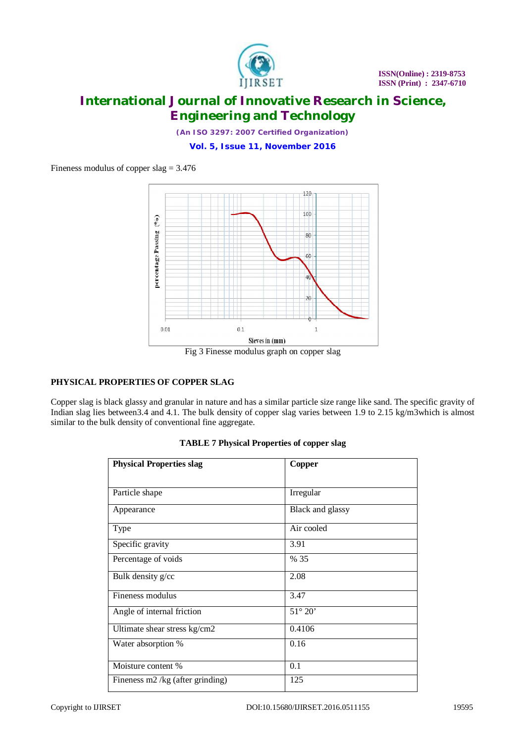Fineness modulus of copper slag = 3.476

Fig 3 Finesse modulus graph on copper slag

## PHYSICAL PROPERTIES OF COPPER SLAG

Copper slag is black glassy and granular in nature and has a similar particle size range like sand. The specific gravity of Indian slag lies between3.4 and 4.1. The bulk density of copper slag varies between 1.9 to 2.15 kg/m3which is almost similar to the bulk density of conventional fine aggregate.

**TABLE 7 Physical Properties of copper slag**

| **Physical Properties slag** | **Copper** |
|---|---|
| Particle shape | Irregular |
| Appearance | Black and glassy |
| Type | Air cooled |
| Specific gravity | 3.91 |
| Percentage of voids | % 35 |
| Bulk density g/cc | 2.08 |
| Fineness modulus | 3.47 |
| Angle of internal friction | 51° 20' |
| Ultimate shear stress kg/cm2 | 0.4106 |
| Water absorption % | 0.16 |
| Moisture content % | 0.1 |
| Fineness m2 /kg (after grinding) | 125 |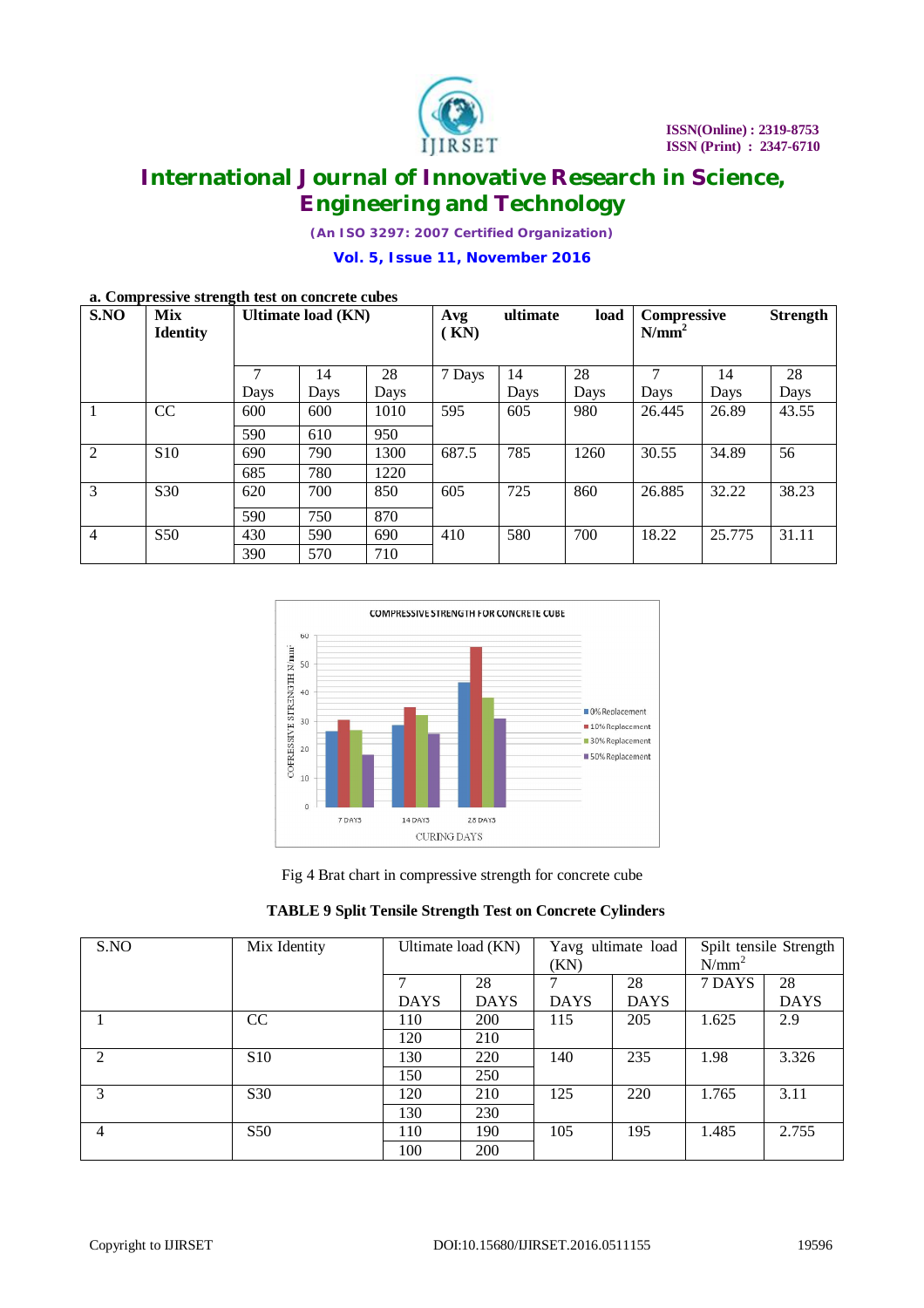**a. Compressive strength test on concrete cubes**

| S.NO | Mix Identity | Ultimate load (KN) | | | Avg ultimate load ( KN) | | | Compressive Strength $N/mm^2$ | | |
|---|---|---|---|---|---|---|---|---|---|---|
| | | 7 Days | 14 Days | 28 Days | 7 Days | 14 Days | 28 Days | 7 Days | 14 Days | 28 Days |
| 1 | CC | 600 | 600 | 1010 | 595 | 605 | 980 | 26.445 | 26.89 | 43.55 |
| | | 590 | 610 | 950 | | | | | | |
| 2 | S10 | 690 | 790 | 1300 | 687.5 | 785 | 1260 | 30.55 | 34.89 | 56 |
| | | 685 | 780 | 1220 | | | | | | |
| 3 | S30 | 620 | 700 | 850 | 605 | 725 | 860 | 26.885 | 32.22 | 38.23 |
| | | 590 | 750 | 870 | | | | | | |
| 4 | S50 | 430 | 590 | 690 | 410 | 580 | 700 | 18.22 | 25.775 | 31.11 |
| | | 390 | 570 | 710 | | | | | | |

Fig 4 Brat chart in compressive strength for concrete cube

**TABLE 9 Split Tensile Strength Test on Concrete Cylinders**

| S.NO | Mix Identity | Ultimate load (KN) | | Yavg ultimate load (KN) | | Spilt tensile Strength $N/mm^2$ | |
|---|---|---|---|---|---|---|---|
| | | 7 DAYS | 28 DAYS | 7 DAYS | 28 DAYS | 7 DAYS | 28 DAYS |
| 1 | CC | 110 | 200 | 115 | 205 | 1.625 | 2.9 |
| | | 120 | 210 | | | | |
| 2 | S10 | 130 | 220 | 140 | 235 | 1.98 | 3.326 |
| | | 150 | 250 | | | | |
| 3 | S30 | 120 | 210 | 125 | 220 | 1.765 | 3.11 |
| | | 130 | 230 | | | | |
| 4 | S50 | 110 | 190 | 105 | 195 | 1.485 | 2.755 |
| | | 100 | 200 | | | | |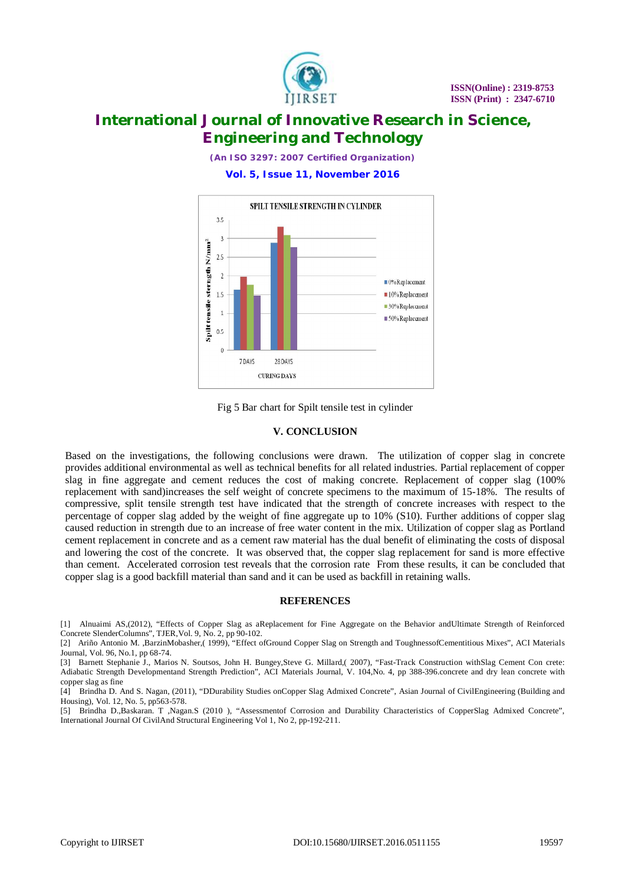SPILT TENSILE STRENGTH IN CYLINDER

Spilt tensile sterngth N/mm²

3.5
3
2.5
2
1.5
1
0.5
0

7 DAYS
28 DAYS

CURING DAYS

0% Replacement
10% Replacement
30% Replacement
50% Replacement

Fig 5 Bar chart for Spilt tensile test in cylinder

## V. CONCLUSION

Based on the investigations, the following conclusions were drawn. The utilization of copper slag in concrete provides additional environmental as well as technical benefits for all related industries. Partial replacement of copper slag in fine aggregate and cement reduces the cost of making concrete. Replacement of copper slag (100% replacement with sand)increases the self weight of concrete specimens to the maximum of 15-18%. The results of compressive, split tensile strength test have indicated that the strength of concrete increases with respect to the percentage of copper slag added by the weight of fine aggregate up to 10% (S10). Further additions of copper slag caused reduction in strength due to an increase of free water content in the mix. Utilization of copper slag as Portland cement replacement in concrete and as a cement raw material has the dual benefit of eliminating the costs of disposal and lowering the cost of the concrete. It was observed that, the copper slag replacement for sand is more effective than cement. Accelerated corrosion test reveals that the corrosion rate From these results, it can be concluded that copper slag is a good backfill material than sand and it can be used as backfill in retaining walls.

## REFERENCES

[1] Alnuaimi AS,(2012), "Effects of Copper Slag as aReplacement for Fine Aggregate on the Behavior andUltimate Strength of Reinforced Concrete SlenderColumns", TJER, Vol. 9, No. 2, pp 90-102.

[2] Ariño Antonio M. ,BarzinMobasher,( 1999), "Effect ofGround Copper Slag on Strength and ToughnessofCementitious Mixes", ACI Materials Journal, Vol. 96, No.1, pp 68-74.

[3] Barnett Stephanie J., Marios N. Soutsos, John H. Bungey,Steve G. Millard,( 2007), "Fast-Track Construction withSlag Cement Con crete: Adiabatic Strength Developmentand Strength Prediction", ACI Materials Journal, V. 104,No. 4, pp 388-396.concrete and dry lean concrete with copper slag as fine

[4] Brindha D. And S. Nagan, (2011), "DDurability Studies onCopper Slag Admixed Concrete", Asian Journal of CivilEngineering (Building and Housing), Vol. 12, No. 5, pp563-578.

[5] Brindha D.,Baskaran. T ,Nagan.S (2010 ), "Assessmentof Corrosion and Durability Characteristics of CopperSlag Admixed Concrete", International Journal Of CivilAnd Structural Engineering Vol 1, No 2, pp-192-211.